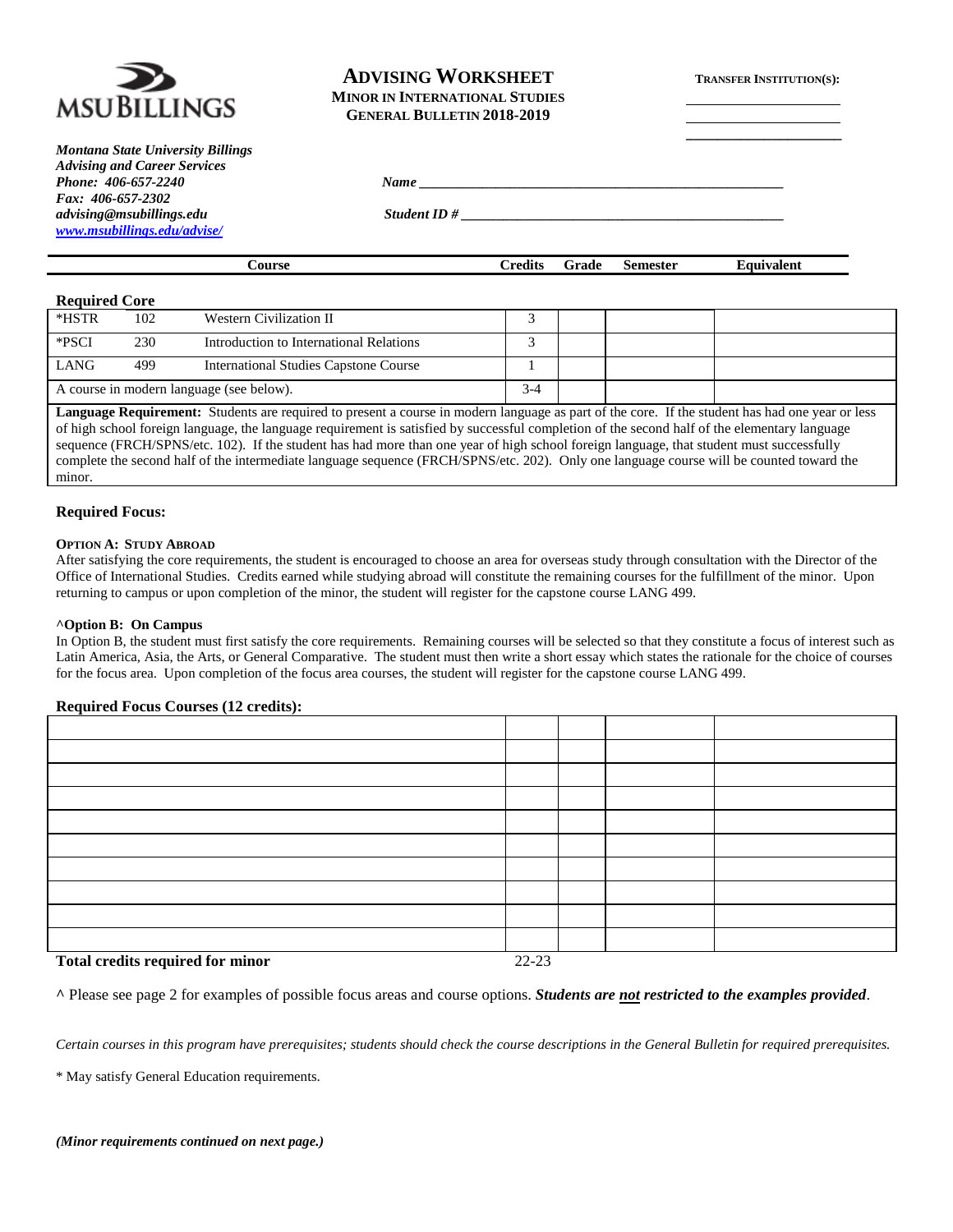MSU BILLINGS

# ADVISING WORKSHEET

**MINOR IN INTERNATIONAL STUDIES**
**GENERAL BULLETIN 2018-2019**

**TRANSFER INSTITUTION(S):**

______________________
______________________
______________________

***Montana State University Billings***
***Advising and Career Services***
***Phone: 406-657-2240***
***Fax: 406-657-2302***
***advising@msubillings.edu***
***www.msubillings.edu/advise/***

***Name*** ____________________________________________________

***Student ID #*** ______________________________________________

| Course | | | Credits | Grade | Semester | Equivalent |
|---|---|---|---|---|---|---|

**Required Core**

| Course | | | Credits | Grade | Semester | Equivalent |
|---|---|---|---|---|---|---|
| *HSTR | 102 | Western Civilization II | 3 | | | |
| *PSCI | 230 | Introduction to International Relations | 3 | | | |
| LANG | 499 | International Studies Capstone Course | 1 | | | |
| A course in modern language (see below). | | | 3-4 | | | |

**Language Requirement:** Students are required to present a course in modern language as part of the core. If the student has had one year or less of high school foreign language, the language requirement is satisfied by successful completion of the second half of the elementary language sequence (FRCH/SPNS/etc. 102). If the student has had more than one year of high school foreign language, that student must successfully complete the second half of the intermediate language sequence (FRCH/SPNS/etc. 202). Only one language course will be counted toward the minor.

**Required Focus:**

**OPTION A: STUDY ABROAD**

After satisfying the core requirements, the student is encouraged to choose an area for overseas study through consultation with the Director of the Office of International Studies. Credits earned while studying abroad will constitute the remaining courses for the fulfillment of the minor. Upon returning to campus or upon completion of the minor, the student will register for the capstone course LANG 499.

**^Option B: On Campus**

In Option B, the student must first satisfy the core requirements. Remaining courses will be selected so that they constitute a focus of interest such as Latin America, Asia, the Arts, or General Comparative. The student must then write a short essay which states the rationale for the choice of courses for the focus area. Upon completion of the focus area courses, the student will register for the capstone course LANG 499.

**Required Focus Courses (12 credits):**

| Course | Credits | Grade | Semester | Equivalent |
|---|---|---|---|---|
| | | | | |
| | | | | |
| | | | | |
| | | | | |
| | | | | |
| | | | | |
| | | | | |
| | | | | |
| | | | | |
| | | | | |
| **Total credits required for minor** | 22-23 | | | |

^ Please see page 2 for examples of possible focus areas and course options. ***Students are not restricted to the examples provided***.

*Certain courses in this program have prerequisites; students should check the course descriptions in the General Bulletin for required prerequisites.*

* May satisfy General Education requirements.

***(Minor requirements continued on next page.)***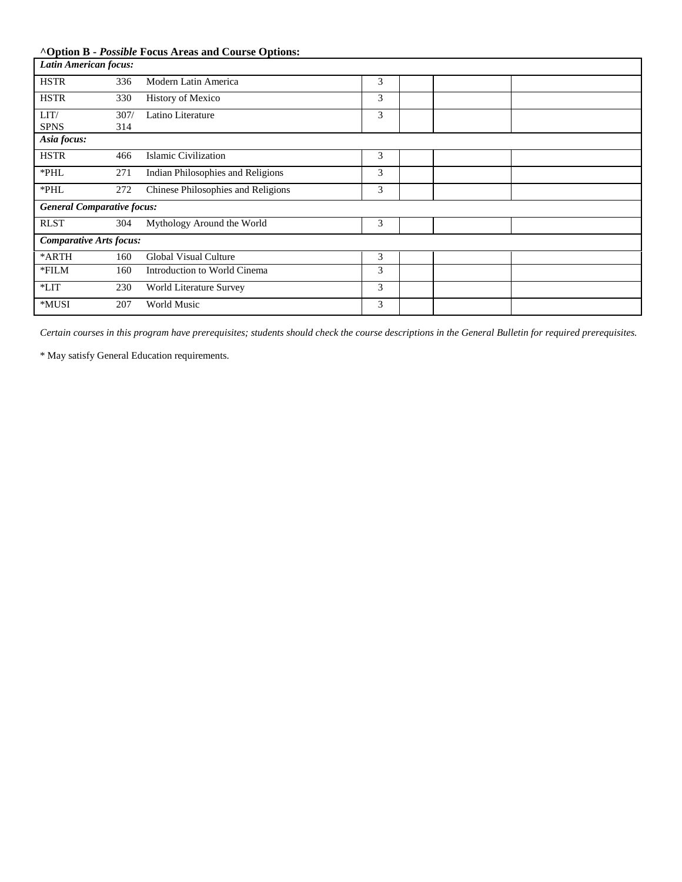**^Option B - *Possible* Focus Areas and Course Options:**

| | | | | | | |
|---|---|---|---|---|---|---|
| ***Latin American focus:*** | | | | | | |
| HSTR | 336 | Modern Latin America | 3 | | | |
| HSTR | 330 | History of Mexico | 3 | | | |
| LIT/ SPNS | 307/ 314 | Latino Literature | 3 | | | |
| ***Asia focus:*** | | | | | | |
| HSTR | 466 | Islamic Civilization | 3 | | | |
| *PHL | 271 | Indian Philosophies and Religions | 3 | | | |
| *PHL | 272 | Chinese Philosophies and Religions | 3 | | | |
| ***General Comparative focus:*** | | | | | | |
| RLST | 304 | Mythology Around the World | 3 | | | |
| ***Comparative Arts focus:*** | | | | | | |
| *ARTH | 160 | Global Visual Culture | 3 | | | |
| *FILM | 160 | Introduction to World Cinema | 3 | | | |
| *LIT | 230 | World Literature Survey | 3 | | | |
| *MUSI | 207 | World Music | 3 | | | |

*Certain courses in this program have prerequisites; students should check the course descriptions in the General Bulletin for required prerequisites.*

* May satisfy General Education requirements.